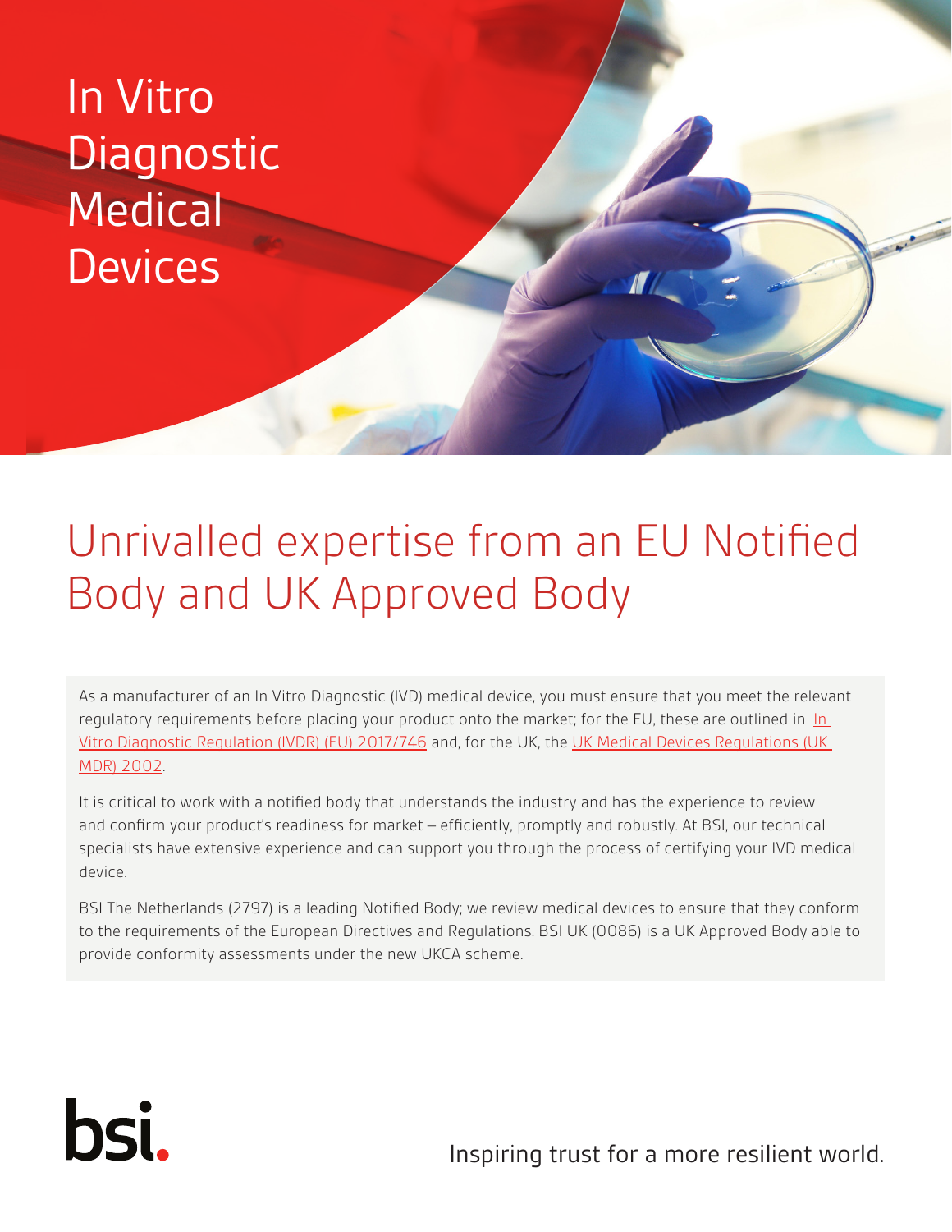# In Vitro Diagnostic Medical Devices

## Unrivalled expertise from an EU Notified Body and UK Approved Body

As a manufacturer of an In Vitro Diagnostic (IVD) medical device, you must ensure that you meet the relevant regulatory requirements before placing your product onto the market; for the EU, these are outlined in In Vitro Diagnostic Regulation (IVDR) (EU) 2017/746 and, for the UK, the UK Medical Devices Regulations (UK MDR) 2002.

It is critical to work with a notified body that understands the industry and has the experience to review and confirm your product's readiness for market – efficiently, promptly and robustly. At BSI, our technical specialists have extensive experience and can support you through the process of certifying your IVD medical device.

BSI The Netherlands (2797) is a leading Notified Body; we review medical devices to ensure that they conform to the requirements of the European Directives and Regulations. BSI UK (0086) is a UK Approved Body able to provide conformity assessments under the new UKCA scheme.

bsi.

Inspiring trust for a more resilient world.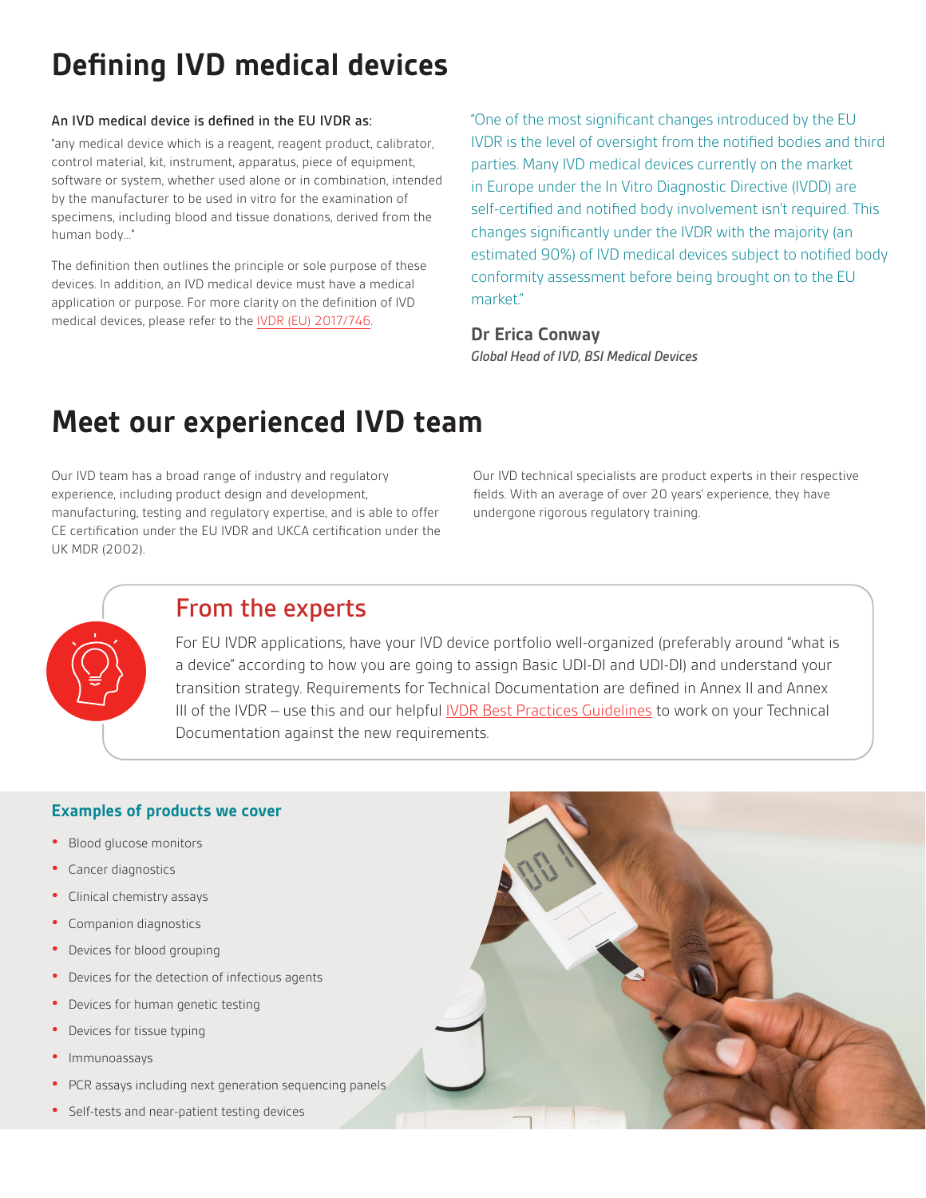# Defining IVD medical devices

**An IVD medical device is defined in the EU IVDR as:**

"any medical device which is a reagent, reagent product, calibrator, control material, kit, instrument, apparatus, piece of equipment, software or system, whether used alone or in combination, intended by the manufacturer to be used in vitro for the examination of specimens, including blood and tissue donations, derived from the human body..."

The definition then outlines the principle or sole purpose of these devices. In addition, an IVD medical device must have a medical application or purpose. For more clarity on the definition of IVD medical devices, please refer to the IVDR (EU) 2017/746.

"One of the most significant changes introduced by the EU IVDR is the level of oversight from the notified bodies and third parties. Many IVD medical devices currently on the market in Europe under the In Vitro Diagnostic Directive (IVDD) are self-certified and notified body involvement isn't required. This changes significantly under the IVDR with the majority (an estimated 90%) of IVD medical devices subject to notified body conformity assessment before being brought on to the EU market."

**Dr Erica Conway**
*Global Head of IVD, BSI Medical Devices*

# Meet our experienced IVD team

Our IVD team has a broad range of industry and regulatory experience, including product design and development, manufacturing, testing and regulatory expertise, and is able to offer CE certification under the EU IVDR and UKCA certification under the UK MDR (2002).

Our IVD technical specialists are product experts in their respective fields. With an average of over 20 years' experience, they have undergone rigorous regulatory training.

## From the experts

For EU IVDR applications, have your IVD device portfolio well-organized (preferably around "what is a device" according to how you are going to assign Basic UDI-DI and UDI-DI) and understand your transition strategy. Requirements for Technical Documentation are defined in Annex II and Annex III of the IVDR – use this and our helpful IVDR Best Practices Guidelines to work on your Technical Documentation against the new requirements.

### Examples of products we cover

- Blood glucose monitors
- Cancer diagnostics
- Clinical chemistry assays
- Companion diagnostics
- Devices for blood grouping
- Devices for the detection of infectious agents
- Devices for human genetic testing
- Devices for tissue typing
- Immunoassays
- PCR assays including next generation sequencing panels
- Self-tests and near-patient testing devices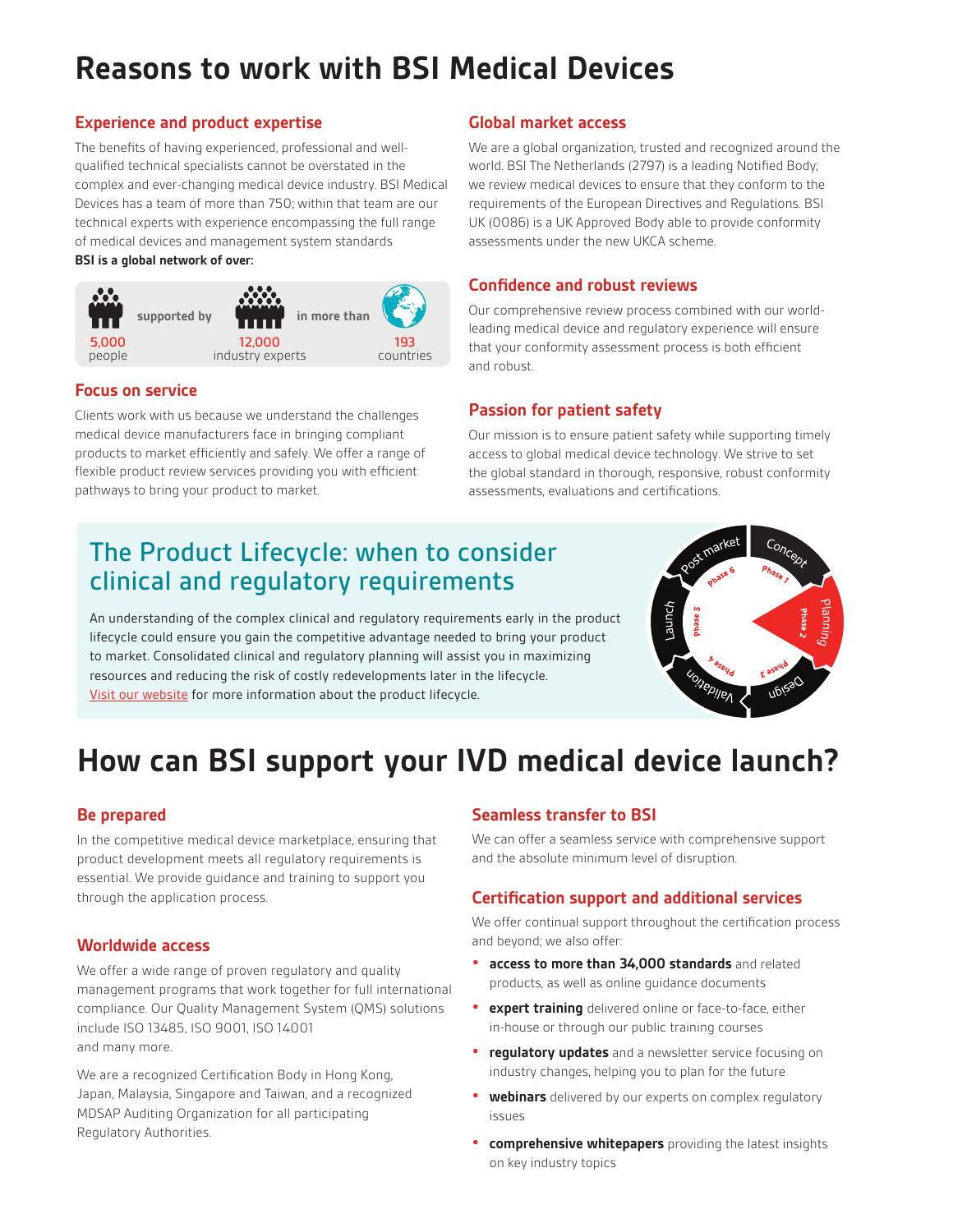# Reasons to work with BSI Medical Devices

## Experience and product expertise

The benefits of having experienced, professional and well-qualified technical specialists cannot be overstated in the complex and ever-changing medical device industry. BSI Medical Devices has a team of more than 750; within that team are our technical experts with experience encompassing the full range of medical devices and management system standards

**BSI is a global network of over:**

5,000 people supported by 12,000 industry experts in more than 193 countries

## Focus on service

Clients work with us because we understand the challenges medical device manufacturers face in bringing compliant products to market efficiently and safely. We offer a range of flexible product review services providing you with efficient pathways to bring your product to market.

## Global market access

We are a global organization, trusted and recognized around the world. BSI The Netherlands (2797) is a leading Notified Body; we review medical devices to ensure that they conform to the requirements of the European Directives and Regulations. BSI UK (0086) is a UK Approved Body able to provide conformity assessments under the new UKCA scheme.

## Confidence and robust reviews

Our comprehensive review process combined with our world-leading medical device and regulatory experience will ensure that your conformity assessment process is both efficient and robust.

## Passion for patient safety

Our mission is to ensure patient safety while supporting timely access to global medical device technology. We strive to set the global standard in thorough, responsive, robust conformity assessments, evaluations and certifications.

## The Product Lifecycle: when to consider clinical and regulatory requirements

An understanding of the complex clinical and regulatory requirements early in the product lifecycle could ensure you gain the competitive advantage needed to bring your product to market. Consolidated clinical and regulatory planning will assist you in maximizing resources and reducing the risk of costly redevelopments later in the lifecycle. Visit our website for more information about the product lifecycle.

Phase 1: Concept
Phase 2: Planning
Phase 3: Design
Phase 4: Validation
Phase 5: Launch
Phase 6: Post market

# How can BSI support your IVD medical device launch?

## Be prepared

In the competitive medical device marketplace, ensuring that product development meets all regulatory requirements is essential. We provide guidance and training to support you through the application process.

## Worldwide access

We offer a wide range of proven regulatory and quality management programs that work together for full international compliance. Our Quality Management System (QMS) solutions include ISO 13485, ISO 9001, ISO 14001 and many more.

We are a recognized Certification Body in Hong Kong, Japan, Malaysia, Singapore and Taiwan, and a recognized MDSAP Auditing Organization for all participating Regulatory Authorities.

## Seamless transfer to BSI

We can offer a seamless service with comprehensive support and the absolute minimum level of disruption.

## Certification support and additional services

We offer continual support throughout the certification process and beyond; we also offer:

- **access to more than 34,000 standards** and related products, as well as online guidance documents
- **expert training** delivered online or face-to-face, either in-house or through our public training courses
- **regulatory updates** and a newsletter service focusing on industry changes, helping you to plan for the future
- **webinars** delivered by our experts on complex regulatory issues
- **comprehensive whitepapers** providing the latest insights on key industry topics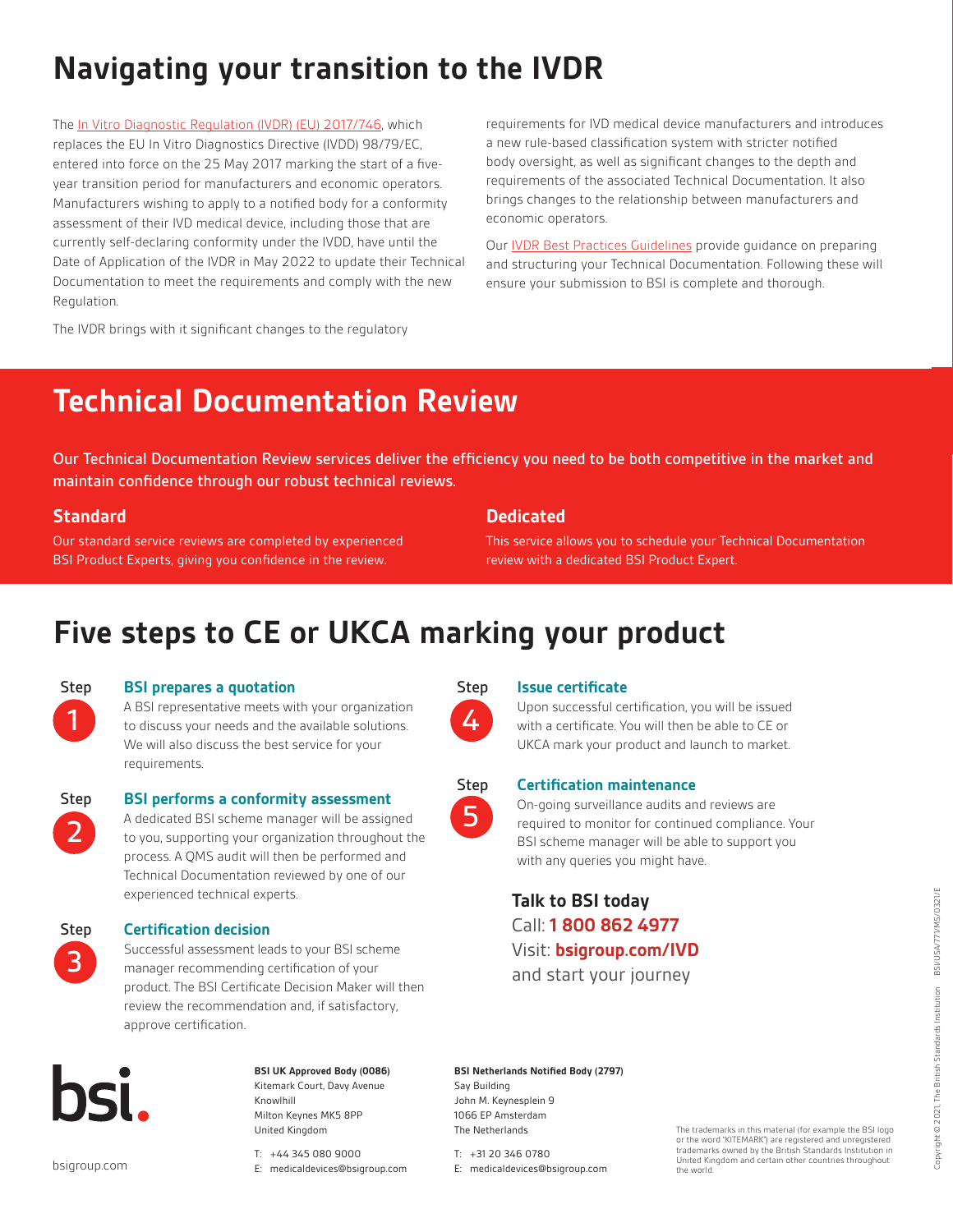# Navigating your transition to the IVDR

The In Vitro Diagnostic Regulation (IVDR) (EU) 2017/746, which replaces the EU In Vitro Diagnostics Directive (IVDD) 98/79/EC, entered into force on the 25 May 2017 marking the start of a five-year transition period for manufacturers and economic operators. Manufacturers wishing to apply to a notified body for a conformity assessment of their IVD medical device, including those that are currently self-declaring conformity under the IVDD, have until the Date of Application of the IVDR in May 2022 to update their Technical Documentation to meet the requirements and comply with the new Regulation.

The IVDR brings with it significant changes to the regulatory requirements for IVD medical device manufacturers and introduces a new rule-based classification system with stricter notified body oversight, as well as significant changes to the depth and requirements of the associated Technical Documentation. It also brings changes to the relationship between manufacturers and economic operators.

Our IVDR Best Practices Guidelines provide guidance on preparing and structuring your Technical Documentation. Following these will ensure your submission to BSI is complete and thorough.

# Technical Documentation Review

Our Technical Documentation Review services deliver the efficiency you need to be both competitive in the market and maintain confidence through our robust technical reviews.

## Standard

Our standard service reviews are completed by experienced BSI Product Experts, giving you confidence in the review.

## Dedicated

This service allows you to schedule your Technical Documentation review with a dedicated BSI Product Expert.

# Five steps to CE or UKCA marking your product

### Step 1 – BSI prepares a quotation

A BSI representative meets with your organization to discuss your needs and the available solutions. We will also discuss the best service for your requirements.

### Step 2 – BSI performs a conformity assessment

A dedicated BSI scheme manager will be assigned to you, supporting your organization throughout the process. A QMS audit will then be performed and Technical Documentation reviewed by one of our experienced technical experts.

### Step 3 – Certification decision

Successful assessment leads to your BSI scheme manager recommending certification of your product. The BSI Certificate Decision Maker will then review the recommendation and, if satisfactory, approve certification.

### Step 4 – Issue certificate

Upon successful certification, you will be issued with a certificate. You will then be able to CE or UKCA mark your product and launch to market.

### Step 5 – Certification maintenance

On-going surveillance audits and reviews are required to monitor for continued compliance. Your BSI scheme manager will be able to support you with any queries you might have.

**Talk to BSI today**
Call: **1 800 862 4977**
Visit: **bsigroup.com/IVD**
and start your journey

bsi.

bsigroup.com

**BSI UK Approved Body (0086)**
Kitemark Court, Davy Avenue
Knowlhill
Milton Keynes MK5 8PP
United Kingdom

T: +44 345 080 9000
E: medicaldevices@bsigroup.com

**BSI Netherlands Notified Body (2797)**
Say Building
John M. Keynesplein 9
1066 EP Amsterdam
The Netherlands

T: +31 20 346 0780
E: medicaldevices@bsigroup.com

The trademarks in this material (for example the BSI logo or the word "KITEMARK") are registered and unregistered trademarks owned by the British Standards Institution in United Kingdom and certain other countries throughout the world.

Copyright © 2021, The British Standards Institution BSI/USA/771/MS/0321/E